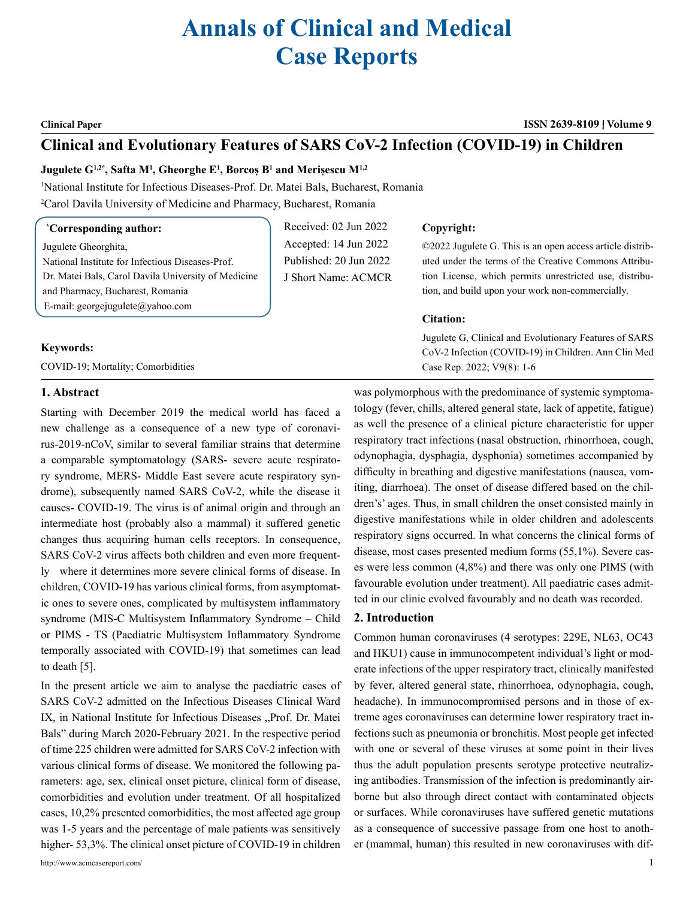# Annals of Clinical and Medical Case Reports

**Clinical Paper**

## Clinical and Evolutionary Features of SARS CoV-2 Infection (COVID-19) in Children

**Jugulete G[1,2*], Safta M[1], Gheorghe E[1], Borcoș B[1] and Merișescu M[1,2]**

[1]National Institute for Infectious Diseases-Prof. Dr. Matei Bals, Bucharest, Romania

[2]Carol Davila University of Medicine and Pharmacy, Bucharest, Romania

**[*]Corresponding author:**

Jugulete Gheorghita,
National Institute for Infectious Diseases-Prof. Dr. Matei Bals, Carol Davila University of Medicine and Pharmacy, Bucharest, Romania
E-mail: georgejugulete@yahoo.com

Received: 02 Jun 2022
Accepted: 14 Jun 2022
Published: 20 Jun 2022
J Short Name: ACMCR

**Copyright:**

©2022 Jugulete G. This is an open access article distributed under the terms of the Creative Commons Attribution License, which permits unrestricted use, distribution, and build upon your work non-commercially.

**Citation:**

Jugulete G, Clinical and Evolutionary Features of SARS CoV-2 Infection (COVID-19) in Children. Ann Clin Med Case Rep. 2022; V9(8): 1-6

**Keywords:**

COVID-19; Mortality; Comorbidities

### 1. Abstract

Starting with December 2019 the medical world has faced a new challenge as a consequence of a new type of coronavirus-2019-nCoV, similar to several familiar strains that determine a comparable symptomatology (SARS- severe acute respiratory syndrome, MERS- Middle East severe acute respiratory syndrome), subsequently named SARS CoV-2, while the disease it causes- COVID-19. The virus is of animal origin and through an intermediate host (probably also a mammal) it suffered genetic changes thus acquiring human cells receptors. In consequence, SARS CoV-2 virus affects both children and even more frequently where it determines more severe clinical forms of disease. In children, COVID-19 has various clinical forms, from asymptomatic ones to severe ones, complicated by multisystem inflammatory syndrome (MIS-C Multisystem Inflammatory Syndrome – Child or PIMS - TS (Paediatric Multisystem Inflammatory Syndrome temporally associated with COVID-19) that sometimes can lead to death [5].

In the present article we aim to analyse the paediatric cases of SARS CoV-2 admitted on the Infectious Diseases Clinical Ward IX, in National Institute for Infectious Diseases „Prof. Dr. Matei Bals" during March 2020-February 2021. In the respective period of time 225 children were admitted for SARS CoV-2 infection with various clinical forms of disease. We monitored the following parameters: age, sex, clinical onset picture, clinical form of disease, comorbidities and evolution under treatment. Of all hospitalized cases, 10,2% presented comorbidities, the most affected age group was 1-5 years and the percentage of male patients was sensitively higher- 53,3%. The clinical onset picture of COVID-19 in children was polymorphous with the predominance of systemic symptomatology (fever, chills, altered general state, lack of appetite, fatigue) as well the presence of a clinical picture characteristic for upper respiratory tract infections (nasal obstruction, rhinorrhoea, cough, odynophagia, dysphagia, dysphonia) sometimes accompanied by difficulty in breathing and digestive manifestations (nausea, vomiting, diarrhoea). The onset of disease differed based on the childrens' ages. Thus, in small children the onset consisted mainly in digestive manifestations while in older children and adolescents respiratory signs occurred. In what concerns the clinical forms of disease, most cases presented medium forms (55,1%). Severe cases were less common (4,8%) and there was only one PIMS (with favourable evolution under treatment). All paediatric cases admitted in our clinic evolved favourably and no death was recorded.

### 2. Introduction

Common human coronaviruses (4 serotypes: 229E, NL63, OC43 and HKU1) cause in immunocompetent individual's light or moderate infections of the upper respiratory tract, clinically manifested by fever, altered general state, rhinorrhoea, odynophagia, cough, headache). In immunocompromised persons and in those of extreme ages coronaviruses can determine lower respiratory tract infections such as pneumonia or bronchitis. Most people get infected with one or several of these viruses at some point in their lives thus the adult population presents serotype protective neutralizing antibodies. Transmission of the infection is predominantly airborne but also through direct contact with contaminated objects or surfaces. While coronaviruses have suffered genetic mutations as a consequence of successive passage from one host to another (mammal, human) this resulted in new coronaviruses with dif-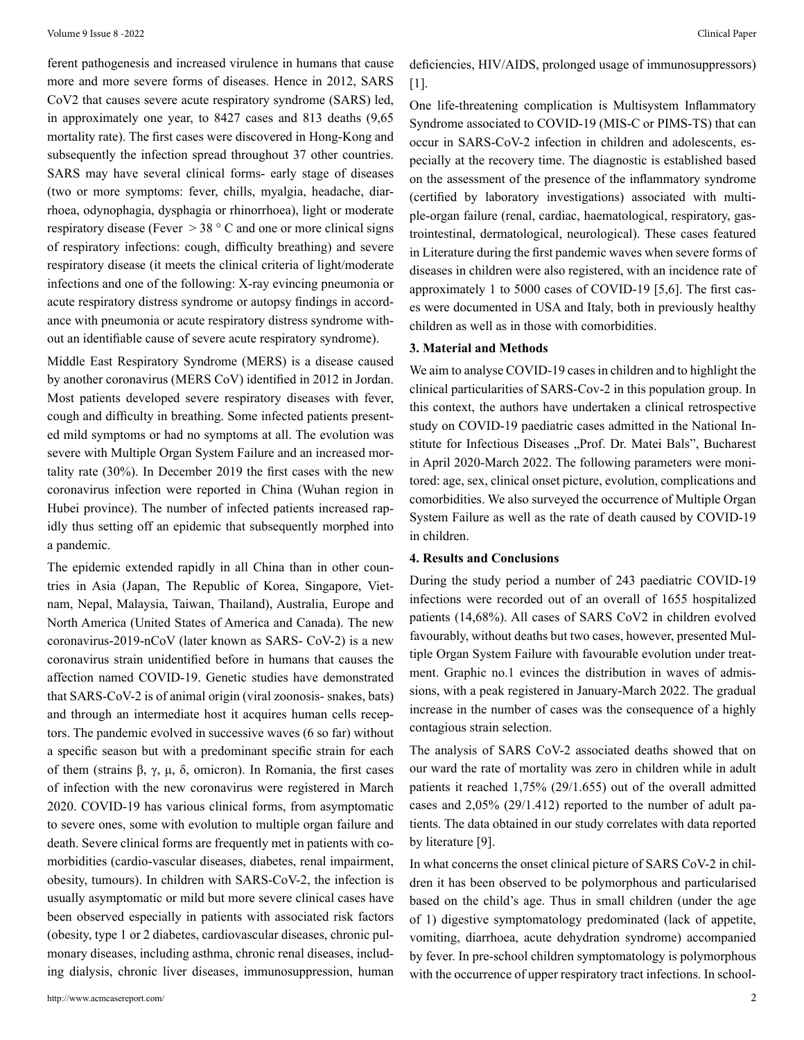ferent pathogenesis and increased virulence in humans that cause more and more severe forms of diseases. Hence in 2012, SARS CoV2 that causes severe acute respiratory syndrome (SARS) led, in approximately one year, to 8427 cases and 813 deaths (9,65 mortality rate). The first cases were discovered in Hong-Kong and subsequently the infection spread throughout 37 other countries. SARS may have several clinical forms- early stage of diseases (two or more symptoms: fever, chills, myalgia, headache, diarrhoea, odynophagia, dysphagia or rhinorrhoea), light or moderate respiratory disease (Fever > 38 ° C and one or more clinical signs of respiratory infections: cough, difficulty breathing) and severe respiratory disease (it meets the clinical criteria of light/moderate infections and one of the following: X-ray evincing pneumonia or acute respiratory distress syndrome or autopsy findings in accordance with pneumonia or acute respiratory distress syndrome without an identifiable cause of severe acute respiratory syndrome).

Middle East Respiratory Syndrome (MERS) is a disease caused by another coronavirus (MERS CoV) identified in 2012 in Jordan. Most patients developed severe respiratory diseases with fever, cough and difficulty in breathing. Some infected patients presented mild symptoms or had no symptoms at all. The evolution was severe with Multiple Organ System Failure and an increased mortality rate (30%). In December 2019 the first cases with the new coronavirus infection were reported in China (Wuhan region in Hubei province). The number of infected patients increased rapidly thus setting off an epidemic that subsequently morphed into a pandemic.

The epidemic extended rapidly in all China than in other countries in Asia (Japan, The Republic of Korea, Singapore, Vietnam, Nepal, Malaysia, Taiwan, Thailand), Australia, Europe and North America (United States of America and Canada). The new coronavirus-2019-nCoV (later known as SARS- CoV-2) is a new coronavirus strain unidentified before in humans that causes the affection named COVID-19. Genetic studies have demonstrated that SARS-CoV-2 is of animal origin (viral zoonosis- snakes, bats) and through an intermediate host it acquires human cells receptors. The pandemic evolved in successive waves (6 so far) without a specific season but with a predominant specific strain for each of them (strains β, γ, μ, δ, omicron). In Romania, the first cases of infection with the new coronavirus were registered in March 2020. COVID-19 has various clinical forms, from asymptomatic to severe ones, some with evolution to multiple organ failure and death. Severe clinical forms are frequently met in patients with comorbidities (cardio-vascular diseases, diabetes, renal impairment, obesity, tumours). In children with SARS-CoV-2, the infection is usually asymptomatic or mild but more severe clinical cases have been observed especially in patients with associated risk factors (obesity, type 1 or 2 diabetes, cardiovascular diseases, chronic pulmonary diseases, including asthma, chronic renal diseases, including dialysis, chronic liver diseases, immunosuppression, human deficiencies, HIV/AIDS, prolonged usage of immunosuppressors) [1].

One life-threatening complication is Multisystem Inflammatory Syndrome associated to COVID-19 (MIS-C or PIMS-TS) that can occur in SARS-CoV-2 infection in children and adolescents, especially at the recovery time. The diagnostic is established based on the assessment of the presence of the inflammatory syndrome (certified by laboratory investigations) associated with multiple-organ failure (renal, cardiac, haematological, respiratory, gastrointestinal, dermatological, neurological). These cases featured in Literature during the first pandemic waves when severe forms of diseases in children were also registered, with an incidence rate of approximately 1 to 5000 cases of COVID-19 [5,6]. The first cases were documented in USA and Italy, both in previously healthy children as well as in those with comorbidities.

## 3. Material and Methods

We aim to analyse COVID-19 cases in children and to highlight the clinical particularities of SARS-Cov-2 in this population group. In this context, the authors have undertaken a clinical retrospective study on COVID-19 paediatric cases admitted in the National Institute for Infectious Diseases „Prof. Dr. Matei Bals", Bucharest in April 2020-March 2022. The following parameters were monitored: age, sex, clinical onset picture, evolution, complications and comorbidities. We also surveyed the occurrence of Multiple Organ System Failure as well as the rate of death caused by COVID-19 in children.

## 4. Results and Conclusions

During the study period a number of 243 paediatric COVID-19 infections were recorded out of an overall of 1655 hospitalized patients (14,68%). All cases of SARS CoV2 in children evolved favourably, without deaths but two cases, however, presented Multiple Organ System Failure with favourable evolution under treatment. Graphic no.1 evinces the distribution in waves of admissions, with a peak registered in January-March 2022. The gradual increase in the number of cases was the consequence of a highly contagious strain selection.

The analysis of SARS CoV-2 associated deaths showed that on our ward the rate of mortality was zero in children while in adult patients it reached 1,75% (29/1.655) out of the overall admitted cases and 2,05% (29/1.412) reported to the number of adult patients. The data obtained in our study correlates with data reported by literature [9].

In what concerns the onset clinical picture of SARS CoV-2 in children it has been observed to be polymorphous and particularised based on the child's age. Thus in small children (under the age of 1) digestive symptomatology predominated (lack of appetite, vomiting, diarrhoea, acute dehydration syndrome) accompanied by fever. In pre-school children symptomatology is polymorphous with the occurrence of upper respiratory tract infections. In school-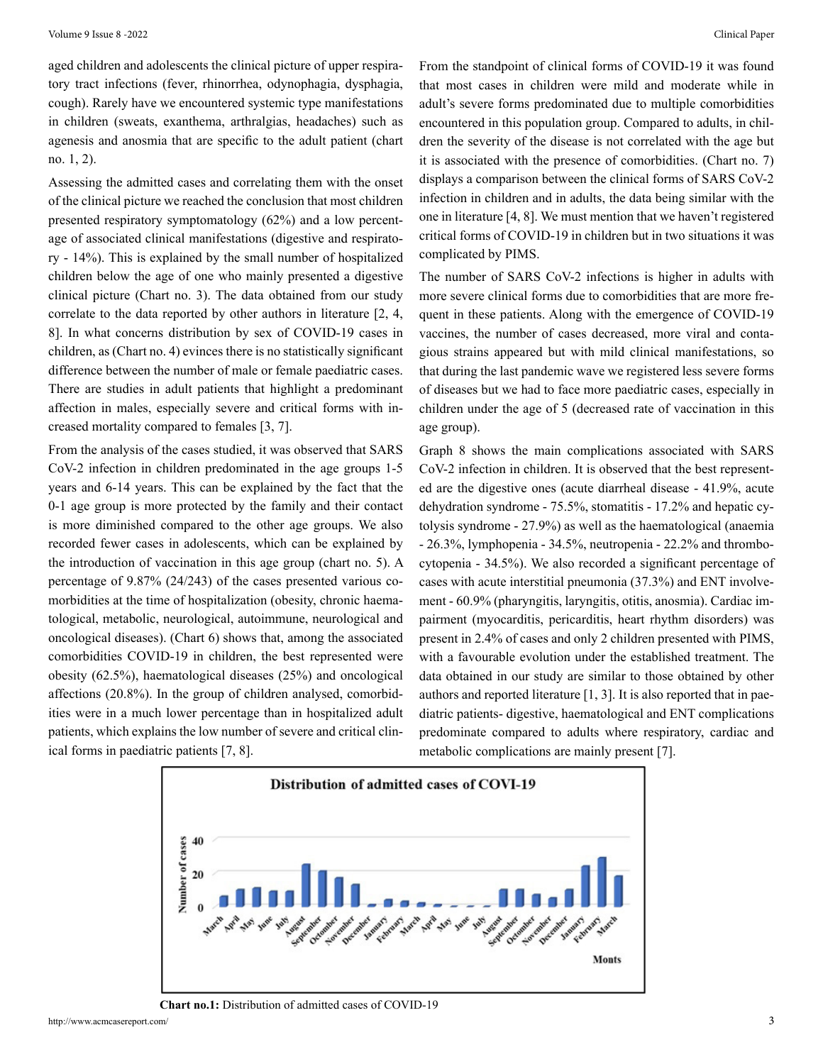aged children and adolescents the clinical picture of upper respiratory tract infections (fever, rhinorrhea, odynophagia, dysphagia, cough). Rarely have we encountered systemic type manifestations in children (sweats, exanthema, arthralgias, headaches) such as agenesis and anosmia that are specific to the adult patient (chart no. 1, 2).

Assessing the admitted cases and correlating them with the onset of the clinical picture we reached the conclusion that most children presented respiratory symptomatology (62%) and a low percentage of associated clinical manifestations (digestive and respiratory - 14%). This is explained by the small number of hospitalized children below the age of one who mainly presented a digestive clinical picture (Chart no. 3). The data obtained from our study correlate to the data reported by other authors in literature [2, 4, 8]. In what concerns distribution by sex of COVID-19 cases in children, as (Chart no. 4) evinces there is no statistically significant difference between the number of male or female paediatric cases. There are studies in adult patients that highlight a predominant affection in males, especially severe and critical forms with increased mortality compared to females [3, 7].

From the analysis of the cases studied, it was observed that SARS CoV-2 infection in children predominated in the age groups 1-5 years and 6-14 years. This can be explained by the fact that the 0-1 age group is more protected by the family and their contact is more diminished compared to the other age groups. We also recorded fewer cases in adolescents, which can be explained by the introduction of vaccination in this age group (chart no. 5). A percentage of 9.87% (24/243) of the cases presented various comorbidities at the time of hospitalization (obesity, chronic haematological, metabolic, neurological, autoimmune, neurological and oncological diseases). (Chart 6) shows that, among the associated comorbidities COVID-19 in children, the best represented were obesity (62.5%), haematological diseases (25%) and oncological affections (20.8%). In the group of children analysed, comorbidities were in a much lower percentage than in hospitalized adult patients, which explains the low number of severe and critical clinical forms in paediatric patients [7, 8].

From the standpoint of clinical forms of COVID-19 it was found that most cases in children were mild and moderate while in adult's severe forms predominated due to multiple comorbidities encountered in this population group. Compared to adults, in children the severity of the disease is not correlated with the age but it is associated with the presence of comorbidities. (Chart no. 7) displays a comparison between the clinical forms of SARS CoV-2 infection in children and in adults, the data being similar with the one in literature [4, 8]. We must mention that we haven't registered critical forms of COVID-19 in children but in two situations it was complicated by PIMS.

The number of SARS CoV-2 infections is higher in adults with more severe clinical forms due to comorbidities that are more frequent in these patients. Along with the emergence of COVID-19 vaccines, the number of cases decreased, more viral and contagious strains appeared but with mild clinical manifestations, so that during the last pandemic wave we registered less severe forms of diseases but we had to face more paediatric cases, especially in children under the age of 5 (decreased rate of vaccination in this age group).

Graph 8 shows the main complications associated with SARS CoV-2 infection in children. It is observed that the best represented are the digestive ones (acute diarrheal disease - 41.9%, acute dehydration syndrome - 75.5%, stomatitis - 17.2% and hepatic cytolysis syndrome - 27.9%) as well as the haematological (anaemia - 26.3%, lymphopenia - 34.5%, neutropenia - 22.2% and thrombocytopenia - 34.5%). We also recorded a significant percentage of cases with acute interstitial pneumonia (37.3%) and ENT involvement - 60.9% (pharyngitis, laryngitis, otitis, anosmia). Cardiac impairment (myocarditis, pericarditis, heart rhythm disorders) was present in 2.4% of cases and only 2 children presented with PIMS, with a favourable evolution under the established treatment. The data obtained in our study are similar to those obtained by other authors and reported literature [1, 3]. It is also reported that in paediatric patients- digestive, haematological and ENT complications predominate compared to adults where respiratory, cardiac and metabolic complications are mainly present [7].

**Chart no.1:** Distribution of admitted cases of COVID-19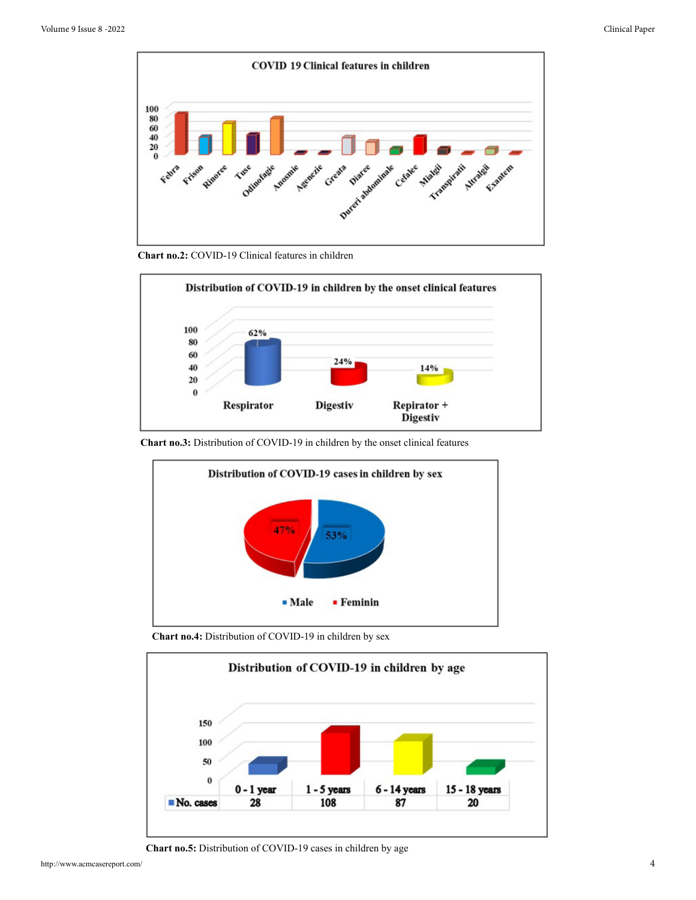**Chart no.2:** COVID-19 Clinical features in children

**Chart no.3:** Distribution of COVID-19 in children by the onset clinical features

**Chart no.4:** Distribution of COVID-19 in children by sex

| | 0 - 1 year | 1 - 5 years | 6 - 14 years | 15 - 18 years |
|---|---|---|---|---|
| No. cases | 28 | 108 | 87 | 20 |

**Chart no.5:** Distribution of COVID-19 cases in children by age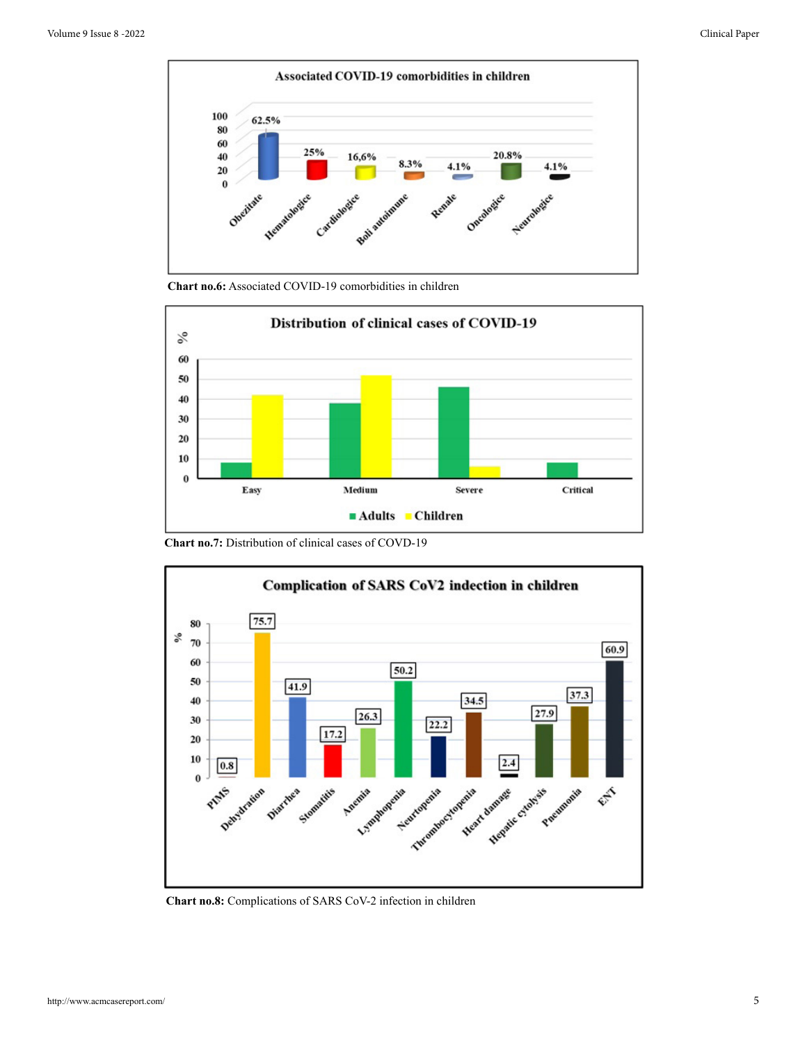**Chart no.6:** Associated COVID-19 comorbidities in children

**Chart no.7:** Distribution of clinical cases of COVD-19

**Chart no.8:** Complications of SARS CoV-2 infection in children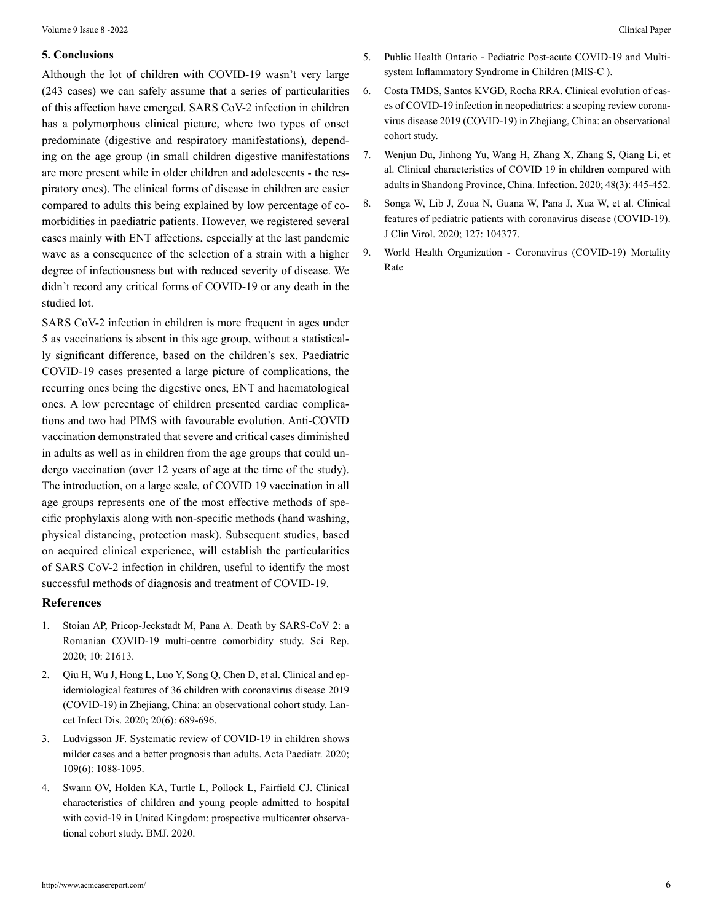## 5. Conclusions

Although the lot of children with COVID-19 wasn't very large (243 cases) we can safely assume that a series of particularities of this affection have emerged. SARS CoV-2 infection in children has a polymorphous clinical picture, where two types of onset predominate (digestive and respiratory manifestations), depending on the age group (in small children digestive manifestations are more present while in older children and adolescents - the respiratory ones). The clinical forms of disease in children are easier compared to adults this being explained by low percentage of comorbidities in paediatric patients. However, we registered several cases mainly with ENT affections, especially at the last pandemic wave as a consequence of the selection of a strain with a higher degree of infectiousness but with reduced severity of disease. We didn't record any critical forms of COVID-19 or any death in the studied lot.

SARS CoV-2 infection in children is more frequent in ages under 5 as vaccinations is absent in this age group, without a statistically significant difference, based on the children's sex. Paediatric COVID-19 cases presented a large picture of complications, the recurring ones being the digestive ones, ENT and haematological ones. A low percentage of children presented cardiac complications and two had PIMS with favourable evolution. Anti-COVID vaccination demonstrated that severe and critical cases diminished in adults as well as in children from the age groups that could undergo vaccination (over 12 years of age at the time of the study). The introduction, on a large scale, of COVID 19 vaccination in all age groups represents one of the most effective methods of specific prophylaxis along with non-specific methods (hand washing, physical distancing, protection mask). Subsequent studies, based on acquired clinical experience, will establish the particularities of SARS CoV-2 infection in children, useful to identify the most successful methods of diagnosis and treatment of COVID-19.

## References

1. Stoian AP, Pricop-Jeckstadt M, Pana A. Death by SARS-CoV 2: a Romanian COVID-19 multi-centre comorbidity study. Sci Rep. 2020; 10: 21613.
2. Qiu H, Wu J, Hong L, Luo Y, Song Q, Chen D, et al. Clinical and epidemiological features of 36 children with coronavirus disease 2019 (COVID-19) in Zhejiang, China: an observational cohort study. Lancet Infect Dis. 2020; 20(6): 689-696.
3. Ludvigsson JF. Systematic review of COVID-19 in children shows milder cases and a better prognosis than adults. Acta Paediatr. 2020; 109(6): 1088-1095.
4. Swann OV, Holden KA, Turtle L, Pollock L, Fairfield CJ. Clinical characteristics of children and young people admitted to hospital with covid-19 in United Kingdom: prospective multicenter observational cohort study. BMJ. 2020.
5. Public Health Ontario - Pediatric Post-acute COVID-19 and Multi-system Inflammatory Syndrome in Children (MIS-C ).
6. Costa TMDS, Santos KVGD, Rocha RRA. Clinical evolution of cases of COVID-19 infection in neopediatrics: a scoping review coronavirus disease 2019 (COVID-19) in Zhejiang, China: an observational cohort study.
7. Wenjun Du, Jinhong Yu, Wang H, Zhang X, Zhang S, Qiang Li, et al. Clinical characteristics of COVID 19 in children compared with adults in Shandong Province, China. Infection. 2020; 48(3): 445-452.
8. Songa W, Lib J, Zoua N, Guana W, Pana J, Xua W, et al. Clinical features of pediatric patients with coronavirus disease (COVID-19). J Clin Virol. 2020; 127: 104377.
9. World Health Organization - Coronavirus (COVID-19) Mortality Rate